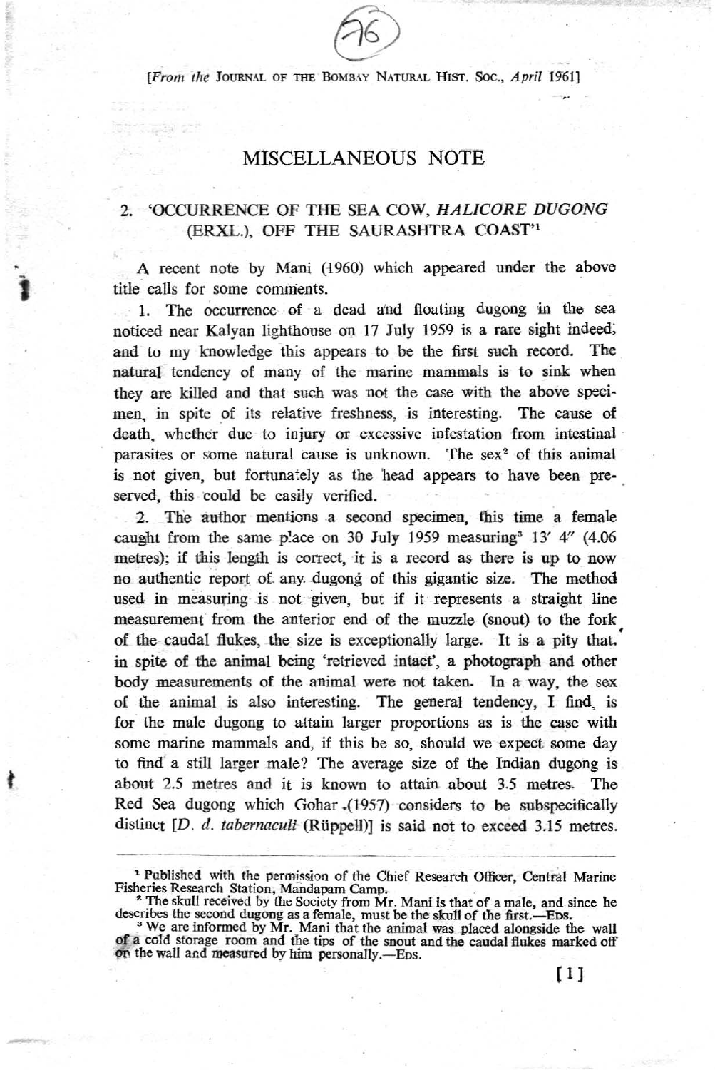[*From the* JOURNAL OF THE BOMBAY NATURAL HIST. SOC., *April* 1961]

# MISCELLANEOUS NOTE

## 2. 'OCCURRENCE OF THE SEA COW, *HALICORE DUGONG* (ERXL.), OFF THE SAURASHTRA COAST'[1]

A recent note by Mani (1960) which appeared under the above title calls for some comments.

1. The occurrence of a dead and floating dugong in the sea noticed near Kalyan lighthouse on 17 July 1959 is a rare sight indeed, and to my knowledge this appears to be the first such record. The natural tendency of many of the marine mammals is to sink when they are killed and that such was not the case with the above specimen, in spite of its relative freshness, is interesting. The cause of death, whether due to injury or excessive infestation from intestinal parasites or some natural cause is unknown. The sex[2] of this animal is not given, but fortunately as the head appears to have been preserved, this could be easily verified.

2. The author mentions a second specimen, this time a female caught from the same place on 30 July 1959 measuring[3] 13′ 4″ (4.06 metres); if this length is correct, it is a record as there is up to now no authentic report of any dugong of this gigantic size. The method used in measuring is not given, but if it represents a straight line measurement from the anterior end of the muzzle (snout) to the fork of the caudal flukes, the size is exceptionally large. It is a pity that, in spite of the animal being 'retrieved intact', a photograph and other body measurements of the animal were not taken. In a way, the sex of the animal is also interesting. The general tendency, I find, is for the male dugong to attain larger proportions as is the case with some marine mammals and, if this be so, should we expect some day to find a still larger male? The average size of the Indian dugong is about 2.5 metres and it is known to attain about 3.5 metres. The Red Sea dugong which Gohar (1957) considers to be subspecifically distinct [*D. d. tabernaculi* (Rüppell)] is said not to exceed 3.15 metres.

---

[1] Published with the permission of the Chief Research Officer, Central Marine Fisheries Research Station, Mandapam Camp.

[2] The skull received by the Society from Mr. Mani is that of a male, and since he describes the second dugong as a female, must be the skull of the first.—EDS.

[3] We are informed by Mr. Mani that the animal was placed alongside the wall of a cold storage room and the tips of the snout and the caudal flukes marked off on the wall and measured by him personally.—EDS.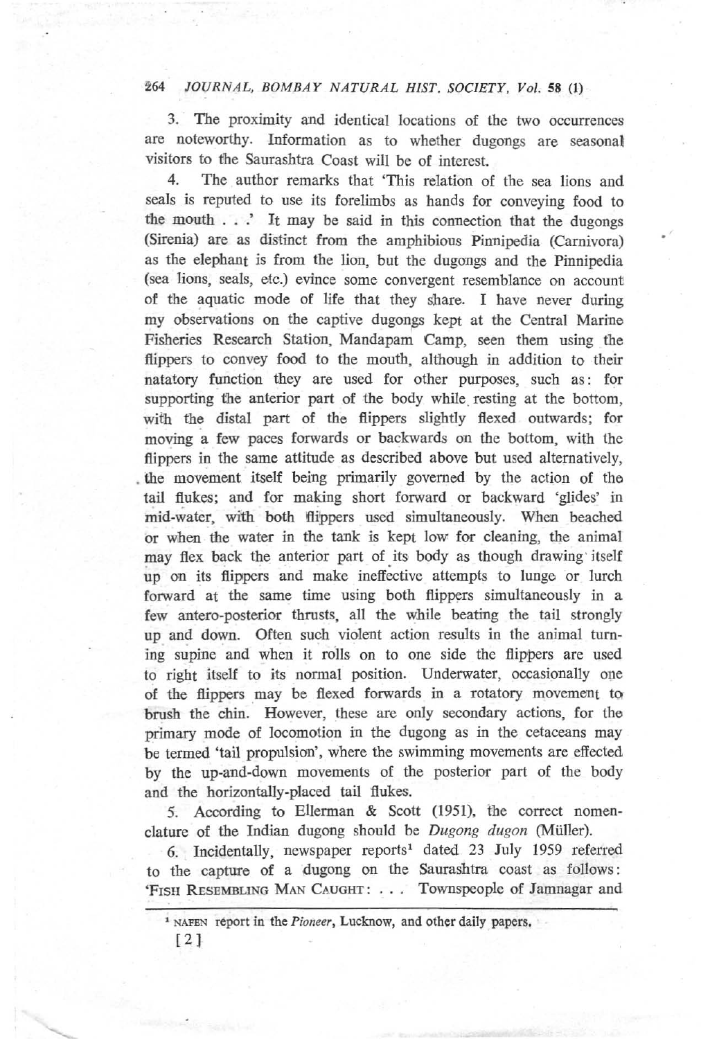3. The proximity and identical locations of the two occurrences are noteworthy. Information as to whether dugongs are seasonal visitors to the Saurashtra Coast will be of interest.

4. The author remarks that 'This relation of the sea lions and seals is reputed to use its forelimbs as hands for conveying food to the mouth . . .' It may be said in this connection that the dugongs (Sirenia) are as distinct from the amphibious Pinnipedia (Carnivora) as the elephant is from the lion, but the dugongs and the Pinnipedia (sea lions, seals, etc.) evince some convergent resemblance on account of the aquatic mode of life that they share. I have never during my observations on the captive dugongs kept at the Central Marine Fisheries Research Station, Mandapam Camp, seen them using the flippers to convey food to the mouth, although in addition to their natatory function they are used for other purposes, such as: for supporting the anterior part of the body while resting at the bottom, with the distal part of the flippers slightly flexed outwards; for moving a few paces forwards or backwards on the bottom, with the flippers in the same attitude as described above but used alternatively, the movement itself being primarily governed by the action of the tail flukes; and for making short forward or backward 'glides' in mid-water, with both flippers used simultaneously. When beached or when the water in the tank is kept low for cleaning, the animal may flex back the anterior part of its body as though drawing itself up on its flippers and make ineffective attempts to lunge or lurch forward at the same time using both flippers simultaneously in a few antero-posterior thrusts, all the while beating the tail strongly up and down. Often such violent action results in the animal turning supine and when it rolls on to one side the flippers are used to right itself to its normal position. Underwater, occasionally one of the flippers may be flexed forwards in a rotatory movement to brush the chin. However, these are only secondary actions, for the primary mode of locomotion in the dugong as in the cetaceans may be termed 'tail propulsion', where the swimming movements are effected by the up-and-down movements of the posterior part of the body and the horizontally-placed tail flukes.

5. According to Ellerman & Scott (1951), the correct nomenclature of the Indian dugong should be *Dugong dugon* (Müller).

6. Incidentally, newspaper reports[1] dated 23 July 1959 referred to the capture of a dugong on the Saurashtra coast as follows: 'FISH RESEMBLING MAN CAUGHT: . . . Townspeople of Jamnagar and

[1] NAFEN report in the *Pioneer*, Lucknow, and other daily papers.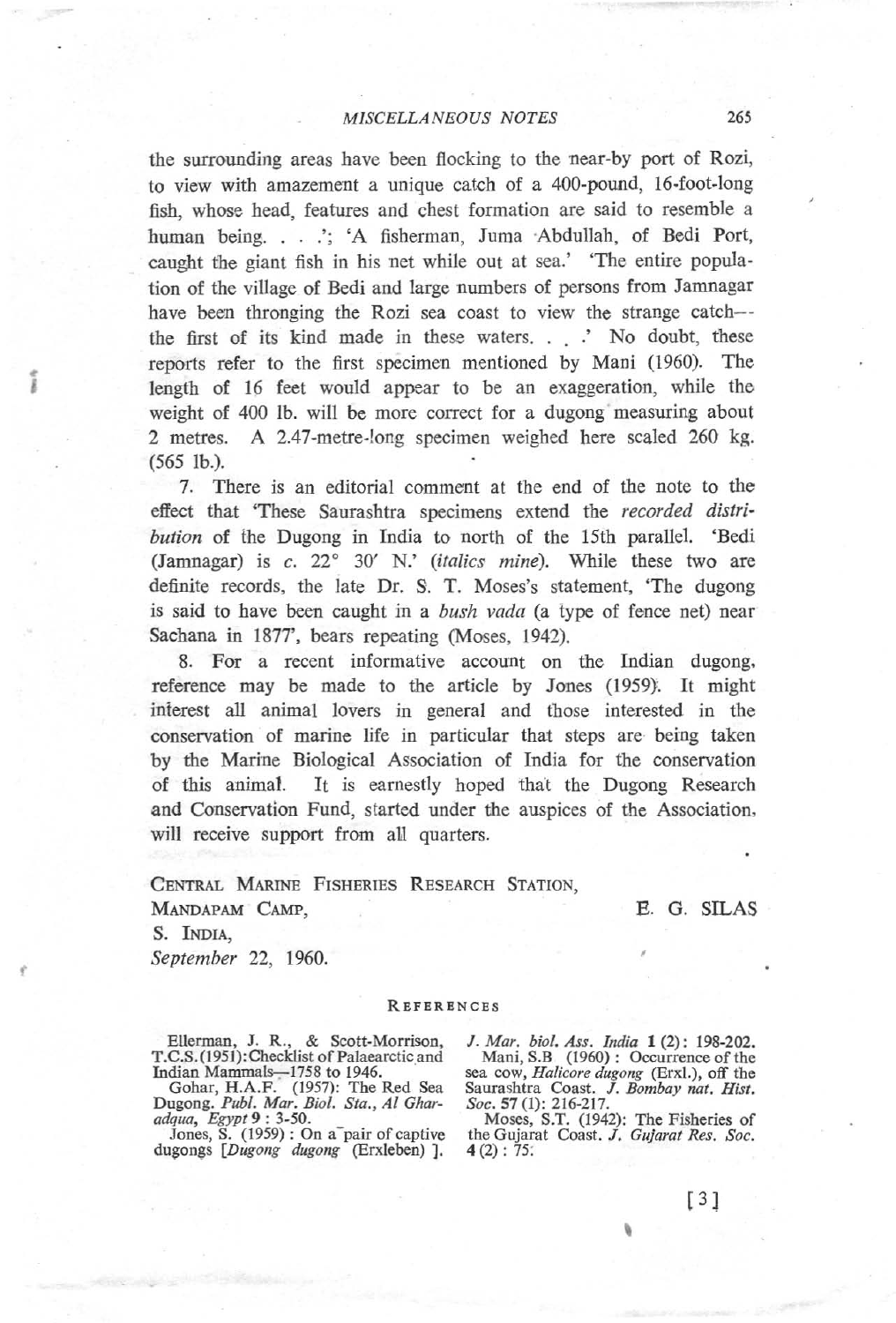the surrounding areas have been flocking to the near-by port of Rozi, to view with amazement a unique catch of a 400-pound, 16-foot-long fish, whose head, features and chest formation are said to resemble a human being. . . .'; 'A fisherman, Juma Abdullah, of Bedi Port, caught the giant fish in his net while out at sea.' 'The entire population of the village of Bedi and large numbers of persons from Jamnagar have been thronging the Rozi sea coast to view the strange catch—the first of its kind made in these waters. . . .' No doubt, these reports refer to the first specimen mentioned by Mani (1960). The length of 16 feet would appear to be an exaggeration, while the weight of 400 lb. will be more correct for a dugong measuring about 2 metres. A 2.47-metre-long specimen weighed here scaled 260 kg. (565 lb.).

7. There is an editorial comment at the end of the note to the effect that 'These Saurashtra specimens extend the *recorded distribution* of the Dugong in India to north of the 15th parallel. 'Bedi (Jamnagar) is *c.* 22° 30′ N.' (*italics mine*). While these two are definite records, the late Dr. S. T. Moses's statement, 'The dugong is said to have been caught in a *bush vada* (a type of fence net) near Sachana in 1877', bears repeating (Moses, 1942).

8. For a recent informative account on the Indian dugong, reference may be made to the article by Jones (1959). It might interest all animal lovers in general and those interested in the conservation of marine life in particular that steps are being taken by the Marine Biological Association of India for the conservation of this animal. It is earnestly hoped that the Dugong Research and Conservation Fund, started under the auspices of the Association, will receive support from all quarters.

CENTRAL MARINE FISHERIES RESEARCH STATION,
MANDAPAM CAMP,
S. INDIA,
*September* 22, 1960.

E. G. SILAS

## REFERENCES

Ellerman, J. R., & Scott-Morrison, T.C.S. (1951): Checklist of Palaearctic and Indian Mammals—1758 to 1946.

Gohar, H.A.F. (1957): The Red Sea Dugong. *Publ. Mar. Biol. Sta., Al Ghardaqua, Egypt* 9 : 3-50.

Jones, S. (1959) : On a pair of captive dugongs [*Dugong dugong* (Erxleben) ]. *J. Mar. biol. Ass. India* 1 (2): 198-202.

Mani, S.B (1960) : Occurrence of the sea cow, *Halicore dugong* (Erxl.), off the Saurashtra Coast. *J. Bombay nat. Hist. Soc.* 57 (1): 216-217.

Moses, S.T. (1942): The Fisheries of the Gujarat Coast. *J. Gujarat Res. Soc.* 4 (2) : 75.